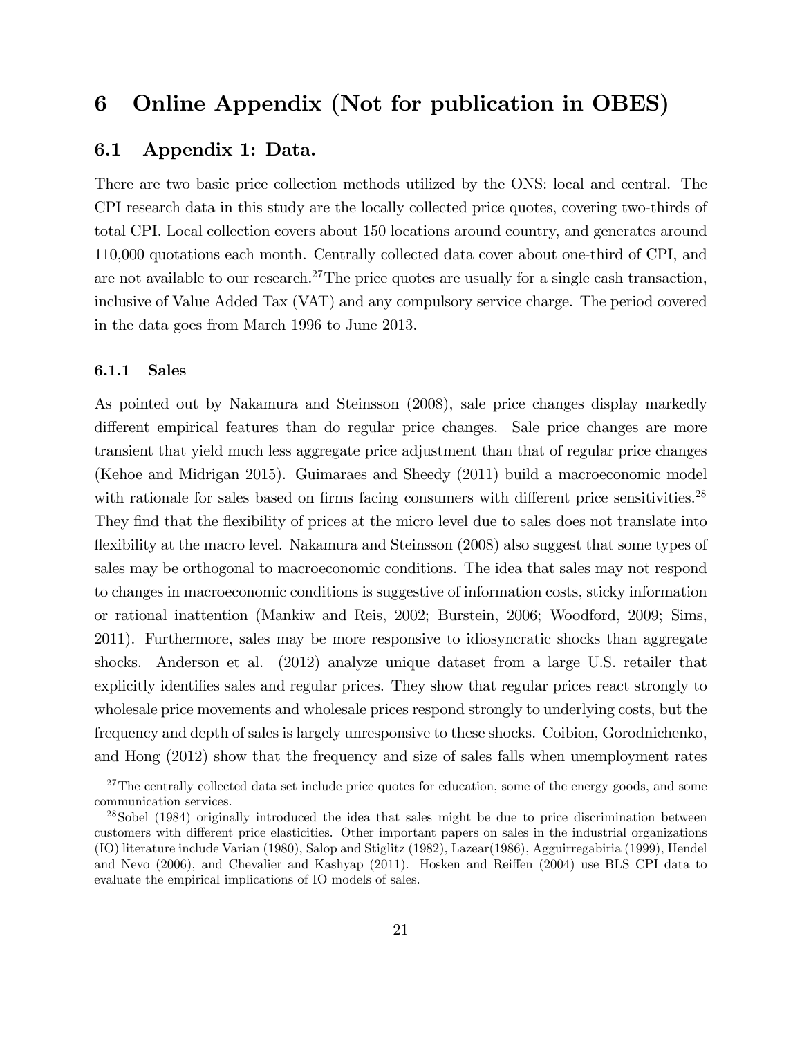# 6 Online Appendix (Not for publication in OBES)

## 6.1 Appendix 1: Data.

There are two basic price collection methods utilized by the ONS: local and central. The CPI research data in this study are the locally collected price quotes, covering two-thirds of total CPI. Local collection covers about 150 locations around country, and generates around 110,000 quotations each month. Centrally collected data cover about one-third of CPI, and are not available to our research.[27] The price quotes are usually for a single cash transaction, inclusive of Value Added Tax (VAT) and any compulsory service charge. The period covered in the data goes from March 1996 to June 2013.

### 6.1.1 Sales

As pointed out by Nakamura and Steinsson (2008), sale price changes display markedly different empirical features than do regular price changes. Sale price changes are more transient that yield much less aggregate price adjustment than that of regular price changes (Kehoe and Midrigan 2015). Guimaraes and Sheedy (2011) build a macroeconomic model with rationale for sales based on firms facing consumers with different price sensitivities.[28] They find that the flexibility of prices at the micro level due to sales does not translate into flexibility at the macro level. Nakamura and Steinsson (2008) also suggest that some types of sales may be orthogonal to macroeconomic conditions. The idea that sales may not respond to changes in macroeconomic conditions is suggestive of information costs, sticky information or rational inattention (Mankiw and Reis, 2002; Burstein, 2006; Woodford, 2009; Sims, 2011). Furthermore, sales may be more responsive to idiosyncratic shocks than aggregate shocks. Anderson et al. (2012) analyze unique dataset from a large U.S. retailer that explicitly identifies sales and regular prices. They show that regular prices react strongly to wholesale price movements and wholesale prices respond strongly to underlying costs, but the frequency and depth of sales is largely unresponsive to these shocks. Coibion, Gorodnichenko, and Hong (2012) show that the frequency and size of sales falls when unemployment rates

[27] The centrally collected data set include price quotes for education, some of the energy goods, and some communication services.

[28] Sobel (1984) originally introduced the idea that sales might be due to price discrimination between customers with different price elasticities. Other important papers on sales in the industrial organizations (IO) literature include Varian (1980), Salop and Stiglitz (1982), Lazear(1986), Agguirregabiria (1999), Hendel and Nevo (2006), and Chevalier and Kashyap (2011). Hosken and Reiffen (2004) use BLS CPI data to evaluate the empirical implications of IO models of sales.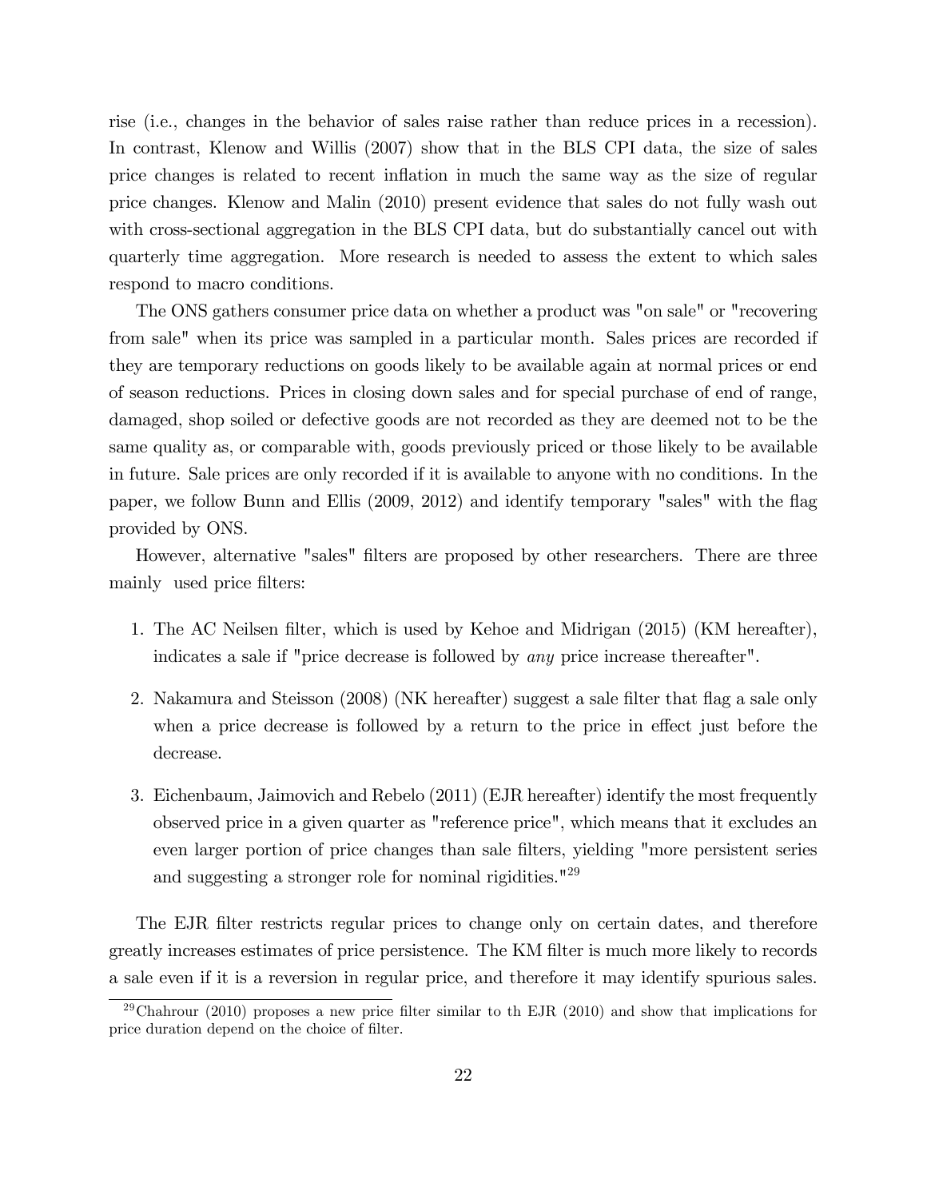rise (i.e., changes in the behavior of sales raise rather than reduce prices in a recession). In contrast, Klenow and Willis (2007) show that in the BLS CPI data, the size of sales price changes is related to recent inflation in much the same way as the size of regular price changes. Klenow and Malin (2010) present evidence that sales do not fully wash out with cross-sectional aggregation in the BLS CPI data, but do substantially cancel out with quarterly time aggregation. More research is needed to assess the extent to which sales respond to macro conditions.

The ONS gathers consumer price data on whether a product was "on sale" or "recovering from sale" when its price was sampled in a particular month. Sales prices are recorded if they are temporary reductions on goods likely to be available again at normal prices or end of season reductions. Prices in closing down sales and for special purchase of end of range, damaged, shop soiled or defective goods are not recorded as they are deemed not to be the same quality as, or comparable with, goods previously priced or those likely to be available in future. Sale prices are only recorded if it is available to anyone with no conditions. In the paper, we follow Bunn and Ellis (2009, 2012) and identify temporary "sales" with the flag provided by ONS.

However, alternative "sales" filters are proposed by other researchers. There are three mainly used price filters:

1. The AC Neilsen filter, which is used by Kehoe and Midrigan (2015) (KM hereafter), indicates a sale if "price decrease is followed by *any* price increase thereafter".
2. Nakamura and Steisson (2008) (NK hereafter) suggest a sale filter that flag a sale only when a price decrease is followed by a return to the price in effect just before the decrease.
3. Eichenbaum, Jaimovich and Rebelo (2011) (EJR hereafter) identify the most frequently observed price in a given quarter as "reference price", which means that it excludes an even larger portion of price changes than sale filters, yielding "more persistent series and suggesting a stronger role for nominal rigidities."[29]

The EJR filter restricts regular prices to change only on certain dates, and therefore greatly increases estimates of price persistence. The KM filter is much more likely to records a sale even if it is a reversion in regular price, and therefore it may identify spurious sales.

[29] Chahrour (2010) proposes a new price filter similar to th EJR (2010) and show that implications for price duration depend on the choice of filter.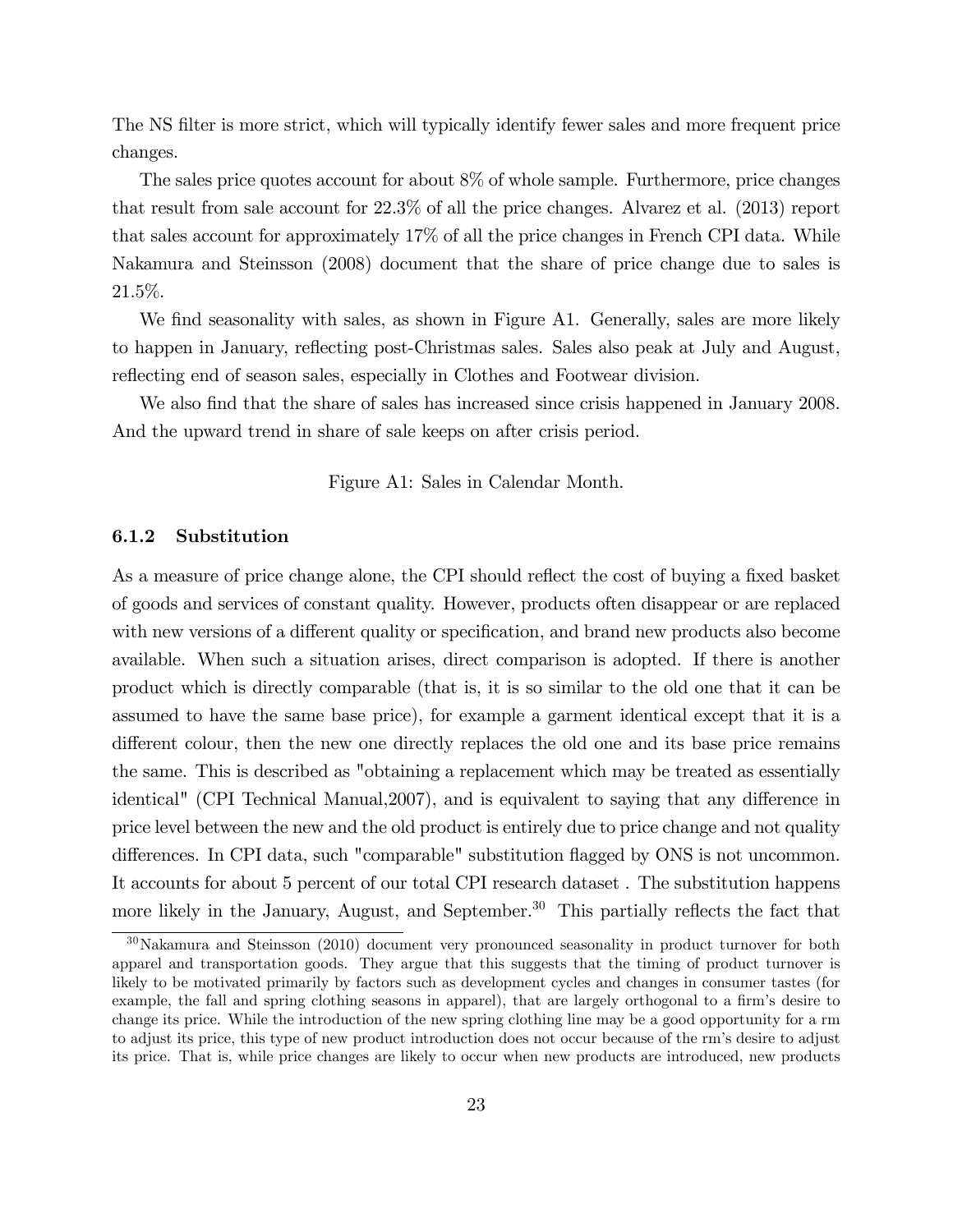The NS filter is more strict, which will typically identify fewer sales and more frequent price changes.

The sales price quotes account for about 8% of whole sample. Furthermore, price changes that result from sale account for 22.3% of all the price changes. Alvarez et al. (2013) report that sales account for approximately 17% of all the price changes in French CPI data. While Nakamura and Steinsson (2008) document that the share of price change due to sales is 21.5%.

We find seasonality with sales, as shown in Figure A1. Generally, sales are more likely to happen in January, reflecting post-Christmas sales. Sales also peak at July and August, reflecting end of season sales, especially in Clothes and Footwear division.

We also find that the share of sales has increased since crisis happened in January 2008. And the upward trend in share of sale keeps on after crisis period.

Figure A1: Sales in Calendar Month.

### 6.1.2 Substitution

As a measure of price change alone, the CPI should reflect the cost of buying a fixed basket of goods and services of constant quality. However, products often disappear or are replaced with new versions of a different quality or specification, and brand new products also become available. When such a situation arises, direct comparison is adopted. If there is another product which is directly comparable (that is, it is so similar to the old one that it can be assumed to have the same base price), for example a garment identical except that it is a different colour, then the new one directly replaces the old one and its base price remains the same. This is described as "obtaining a replacement which may be treated as essentially identical" (CPI Technical Manual,2007), and is equivalent to saying that any difference in price level between the new and the old product is entirely due to price change and not quality differences. In CPI data, such "comparable" substitution flagged by ONS is not uncommon. It accounts for about 5 percent of our total CPI research dataset . The substitution happens more likely in the January, August, and September.[30] This partially reflects the fact that

[30] Nakamura and Steinsson (2010) document very pronounced seasonality in product turnover for both apparel and transportation goods. They argue that this suggests that the timing of product turnover is likely to be motivated primarily by factors such as development cycles and changes in consumer tastes (for example, the fall and spring clothing seasons in apparel), that are largely orthogonal to a firm's desire to change its price. While the introduction of the new spring clothing line may be a good opportunity for a rm to adjust its price, this type of new product introduction does not occur because of the rm's desire to adjust its price. That is, while price changes are likely to occur when new products are introduced, new products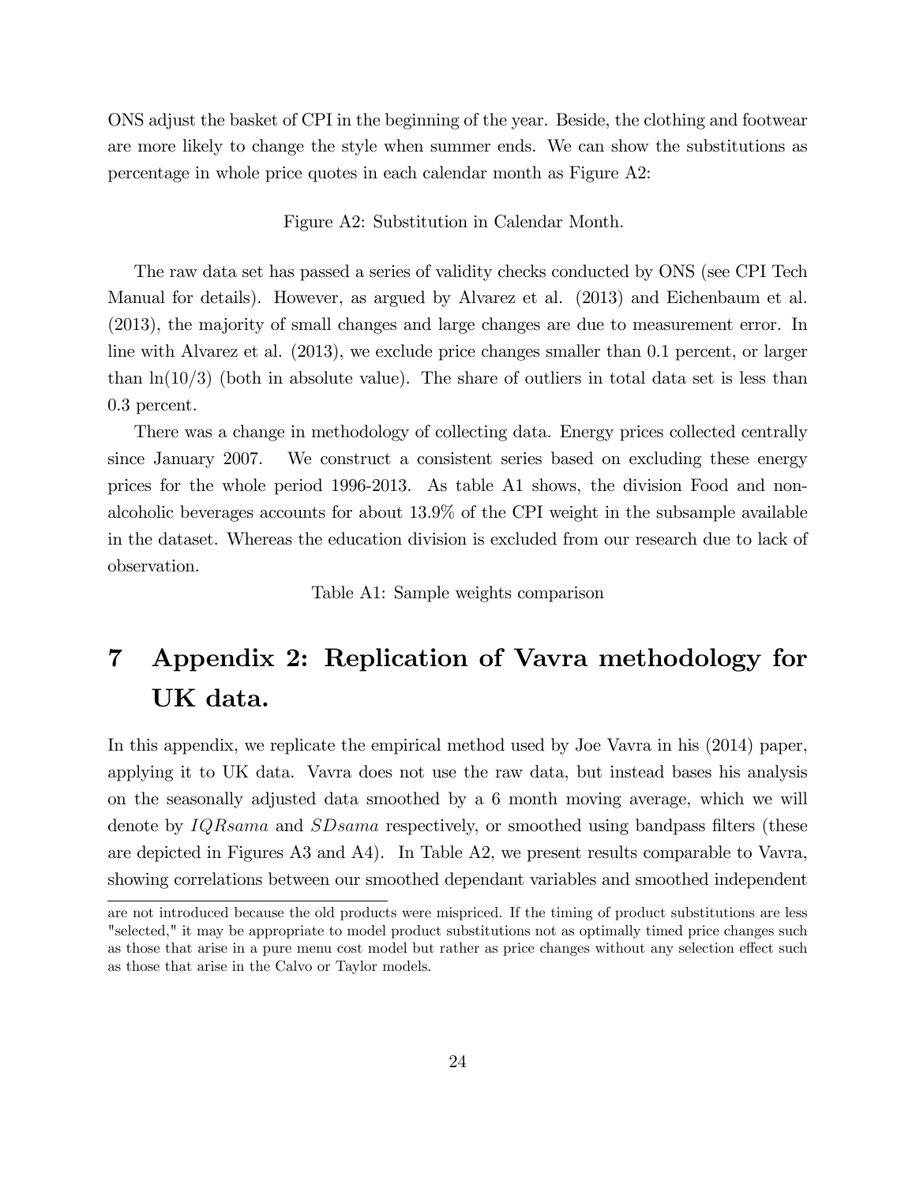ONS adjust the basket of CPI in the beginning of the year. Beside, the clothing and footwear are more likely to change the style when summer ends. We can show the substitutions as percentage in whole price quotes in each calendar month as Figure A2:

Figure A2: Substitution in Calendar Month.

The raw data set has passed a series of validity checks conducted by ONS (see CPI Tech Manual for details). However, as argued by Alvarez et al. (2013) and Eichenbaum et al. (2013), the majority of small changes and large changes are due to measurement error. In line with Alvarez et al. (2013), we exclude price changes smaller than 0.1 percent, or larger than $\ln(10/3)$ (both in absolute value). The share of outliers in total data set is less than 0.3 percent.

There was a change in methodology of collecting data. Energy prices collected centrally since January 2007. We construct a consistent series based on excluding these energy prices for the whole period 1996-2013. As table A1 shows, the division Food and non-alcoholic beverages accounts for about 13.9% of the CPI weight in the subsample available in the dataset. Whereas the education division is excluded from our research due to lack of observation.

Table A1: Sample weights comparison

# 7 Appendix 2: Replication of Vavra methodology for UK data.

In this appendix, we replicate the empirical method used by Joe Vavra in his (2014) paper, applying it to UK data. Vavra does not use the raw data, but instead bases his analysis on the seasonally adjusted data smoothed by a 6 month moving average, which we will denote by $IQRsama$ and $SDsama$ respectively, or smoothed using bandpass filters (these are depicted in Figures A3 and A4). In Table A2, we present results comparable to Vavra, showing correlations between our smoothed dependant variables and smoothed independent

are not introduced because the old products were mispriced. If the timing of product substitutions are less "selected," it may be appropriate to model product substitutions not as optimally timed price changes such as those that arise in a pure menu cost model but rather as price changes without any selection effect such as those that arise in the Calvo or Taylor models.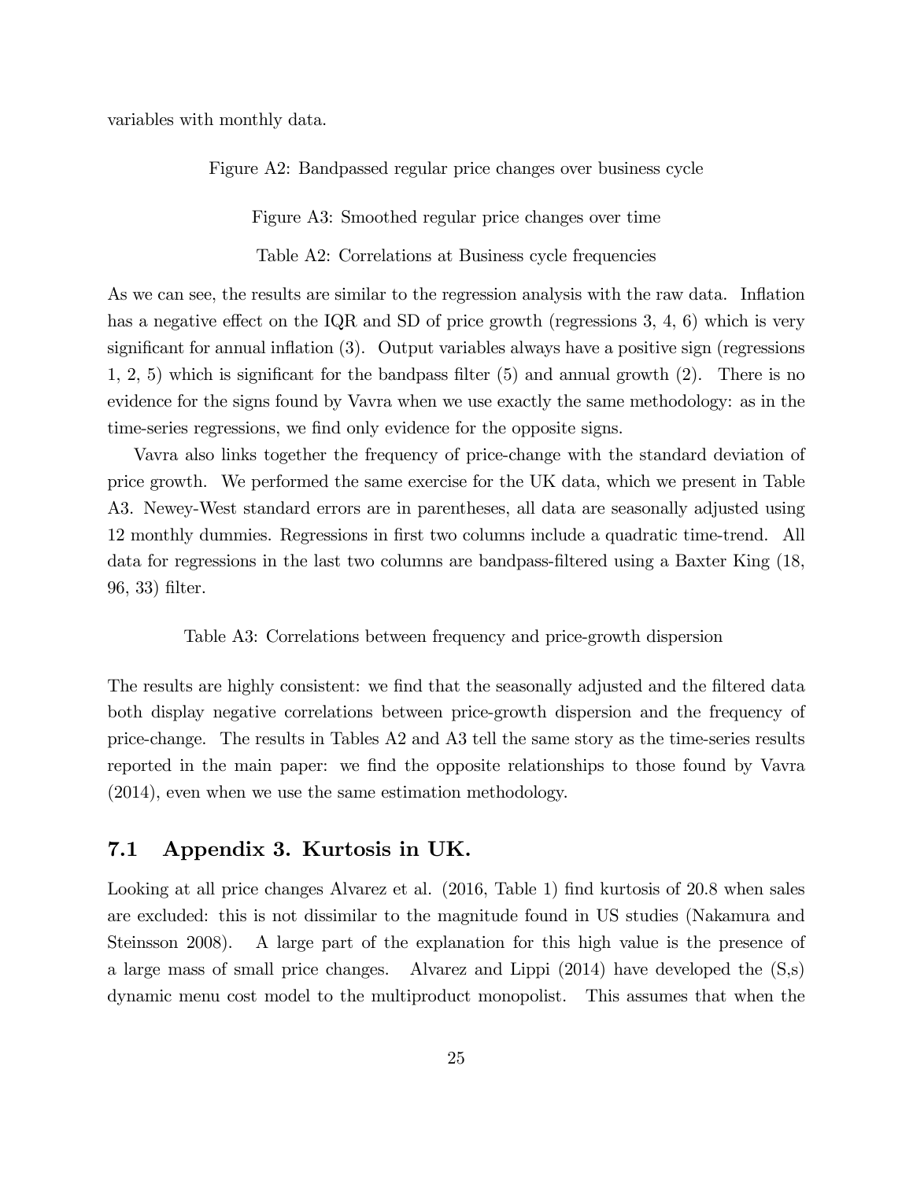variables with monthly data.

Figure A2: Bandpassed regular price changes over business cycle

Figure A3: Smoothed regular price changes over time

Table A2: Correlations at Business cycle frequencies

As we can see, the results are similar to the regression analysis with the raw data. Inflation has a negative effect on the IQR and SD of price growth (regressions 3, 4, 6) which is very significant for annual inflation (3). Output variables always have a positive sign (regressions 1, 2, 5) which is significant for the bandpass filter (5) and annual growth (2). There is no evidence for the signs found by Vavra when we use exactly the same methodology: as in the time-series regressions, we find only evidence for the opposite signs.

Vavra also links together the frequency of price-change with the standard deviation of price growth. We performed the same exercise for the UK data, which we present in Table A3. Newey-West standard errors are in parentheses, all data are seasonally adjusted using 12 monthly dummies. Regressions in first two columns include a quadratic time-trend. All data for regressions in the last two columns are bandpass-filtered using a Baxter King (18, 96, 33) filter.

Table A3: Correlations between frequency and price-growth dispersion

The results are highly consistent: we find that the seasonally adjusted and the filtered data both display negative correlations between price-growth dispersion and the frequency of price-change. The results in Tables A2 and A3 tell the same story as the time-series results reported in the main paper: we find the opposite relationships to those found by Vavra (2014), even when we use the same estimation methodology.

## 7.1 Appendix 3. Kurtosis in UK.

Looking at all price changes Alvarez et al. (2016, Table 1) find kurtosis of 20.8 when sales are excluded: this is not dissimilar to the magnitude found in US studies (Nakamura and Steinsson 2008). A large part of the explanation for this high value is the presence of a large mass of small price changes. Alvarez and Lippi (2014) have developed the (S,s) dynamic menu cost model to the multiproduct monopolist. This assumes that when the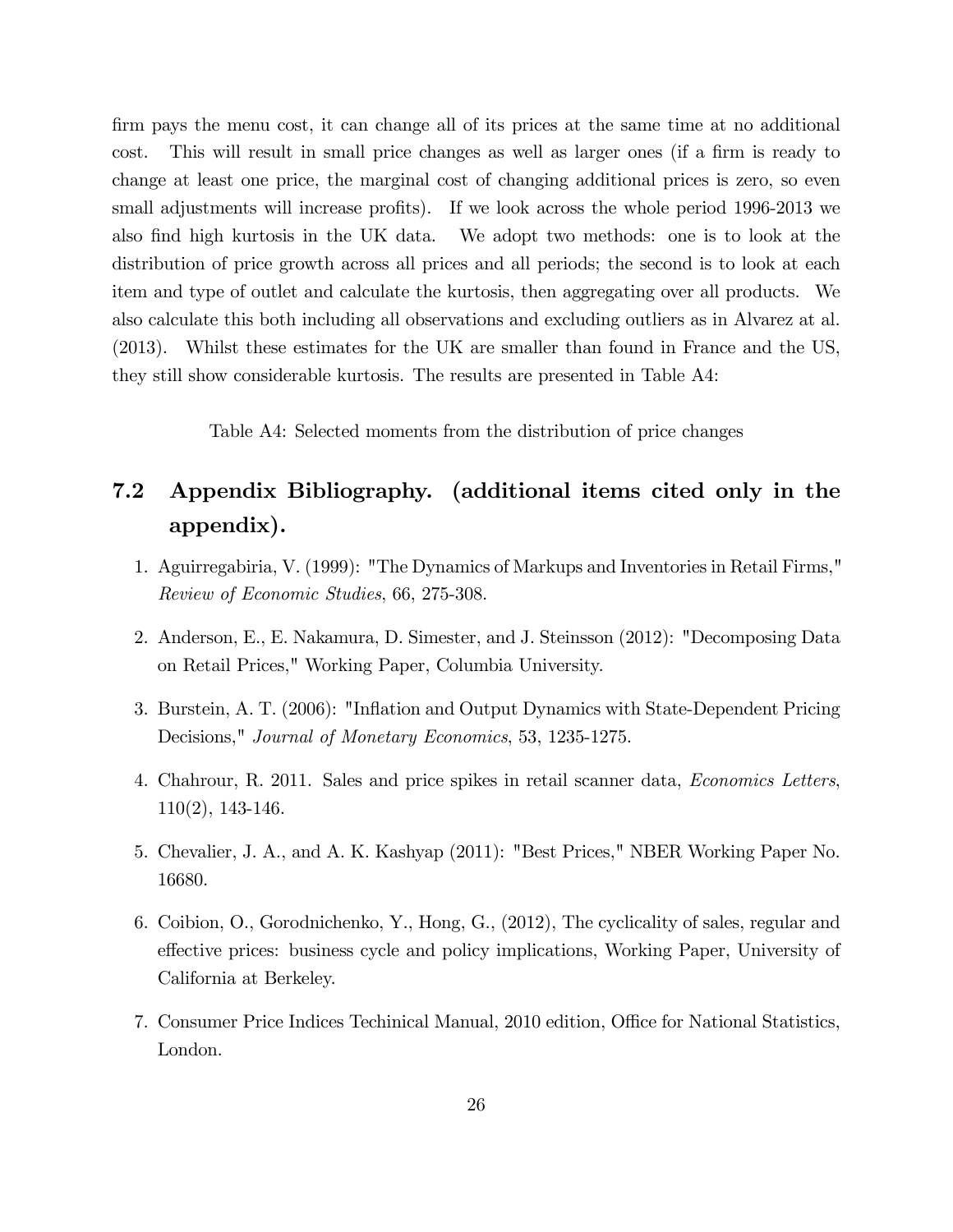firm pays the menu cost, it can change all of its prices at the same time at no additional cost. This will result in small price changes as well as larger ones (if a firm is ready to change at least one price, the marginal cost of changing additional prices is zero, so even small adjustments will increase profits). If we look across the whole period 1996-2013 we also find high kurtosis in the UK data. We adopt two methods: one is to look at the distribution of price growth across all prices and all periods; the second is to look at each item and type of outlet and calculate the kurtosis, then aggregating over all products. We also calculate this both including all observations and excluding outliers as in Alvarez at al. (2013). Whilst these estimates for the UK are smaller than found in France and the US, they still show considerable kurtosis. The results are presented in Table A4:

Table A4: Selected moments from the distribution of price changes

## 7.2 Appendix Bibliography. (additional items cited only in the appendix).

1. Aguirregabiria, V. (1999): "The Dynamics of Markups and Inventories in Retail Firms," *Review of Economic Studies*, 66, 275-308.
2. Anderson, E., E. Nakamura, D. Simester, and J. Steinsson (2012): "Decomposing Data on Retail Prices," Working Paper, Columbia University.
3. Burstein, A. T. (2006): "Inflation and Output Dynamics with State-Dependent Pricing Decisions," *Journal of Monetary Economics*, 53, 1235-1275.
4. Chahrour, R. 2011. Sales and price spikes in retail scanner data, *Economics Letters*, 110(2), 143-146.
5. Chevalier, J. A., and A. K. Kashyap (2011): "Best Prices," NBER Working Paper No. 16680.
6. Coibion, O., Gorodnichenko, Y., Hong, G., (2012), The cyclicality of sales, regular and effective prices: business cycle and policy implications, Working Paper, University of California at Berkeley.
7. Consumer Price Indices Techinical Manual, 2010 edition, Office for National Statistics, London.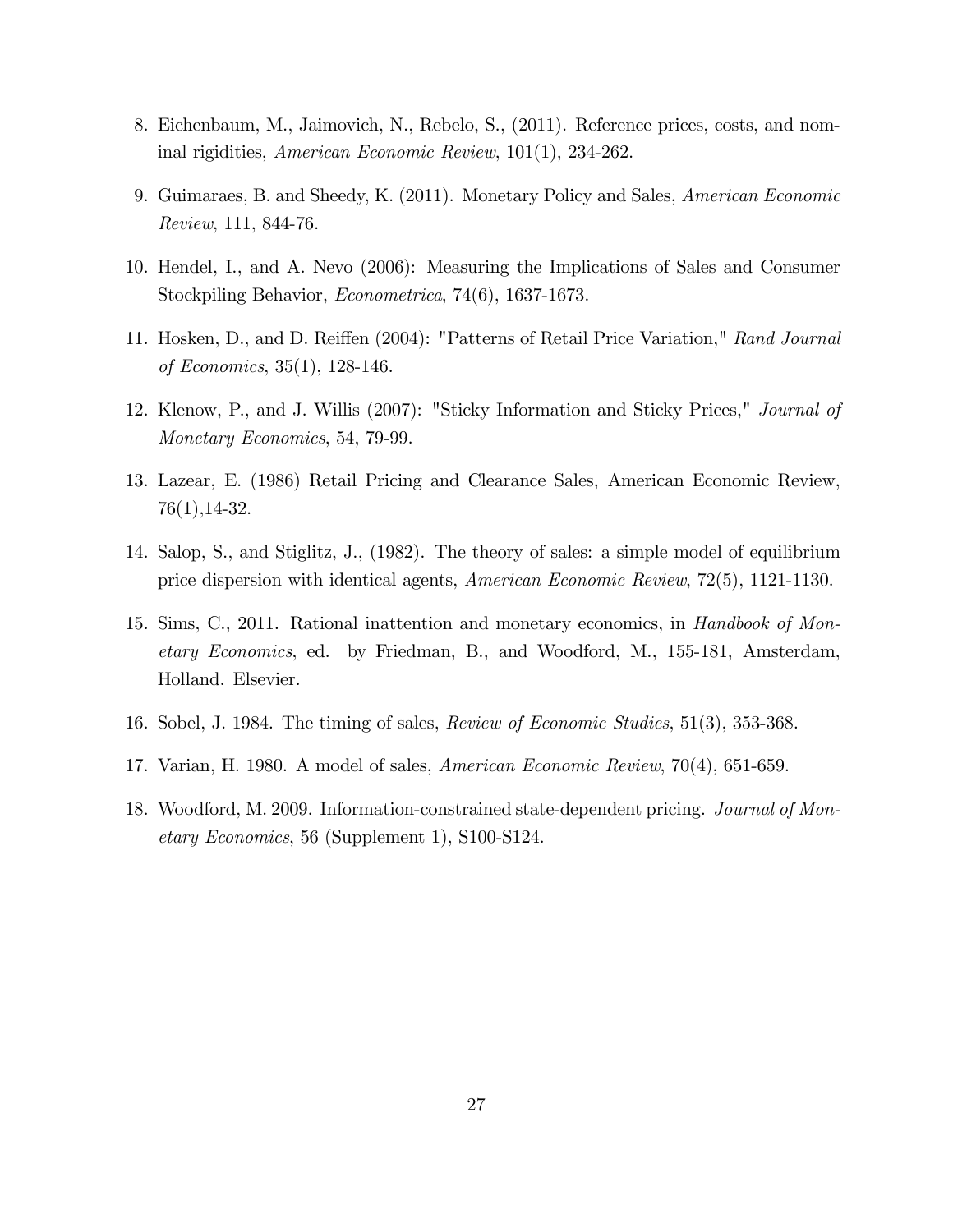8. Eichenbaum, M., Jaimovich, N., Rebelo, S., (2011). Reference prices, costs, and nominal rigidities, *American Economic Review*, 101(1), 234-262.

9. Guimaraes, B. and Sheedy, K. (2011). Monetary Policy and Sales, *American Economic Review*, 111, 844-76.

10. Hendel, I., and A. Nevo (2006): Measuring the Implications of Sales and Consumer Stockpiling Behavior, *Econometrica*, 74(6), 1637-1673.

11. Hosken, D., and D. Reiffen (2004): "Patterns of Retail Price Variation," *Rand Journal of Economics*, 35(1), 128-146.

12. Klenow, P., and J. Willis (2007): "Sticky Information and Sticky Prices," *Journal of Monetary Economics*, 54, 79-99.

13. Lazear, E. (1986) Retail Pricing and Clearance Sales, American Economic Review, 76(1),14-32.

14. Salop, S., and Stiglitz, J., (1982). The theory of sales: a simple model of equilibrium price dispersion with identical agents, *American Economic Review*, 72(5), 1121-1130.

15. Sims, C., 2011. Rational inattention and monetary economics, in *Handbook of Monetary Economics*, ed. by Friedman, B., and Woodford, M., 155-181, Amsterdam, Holland. Elsevier.

16. Sobel, J. 1984. The timing of sales, *Review of Economic Studies*, 51(3), 353-368.

17. Varian, H. 1980. A model of sales, *American Economic Review*, 70(4), 651-659.

18. Woodford, M. 2009. Information-constrained state-dependent pricing. *Journal of Monetary Economics*, 56 (Supplement 1), S100-S124.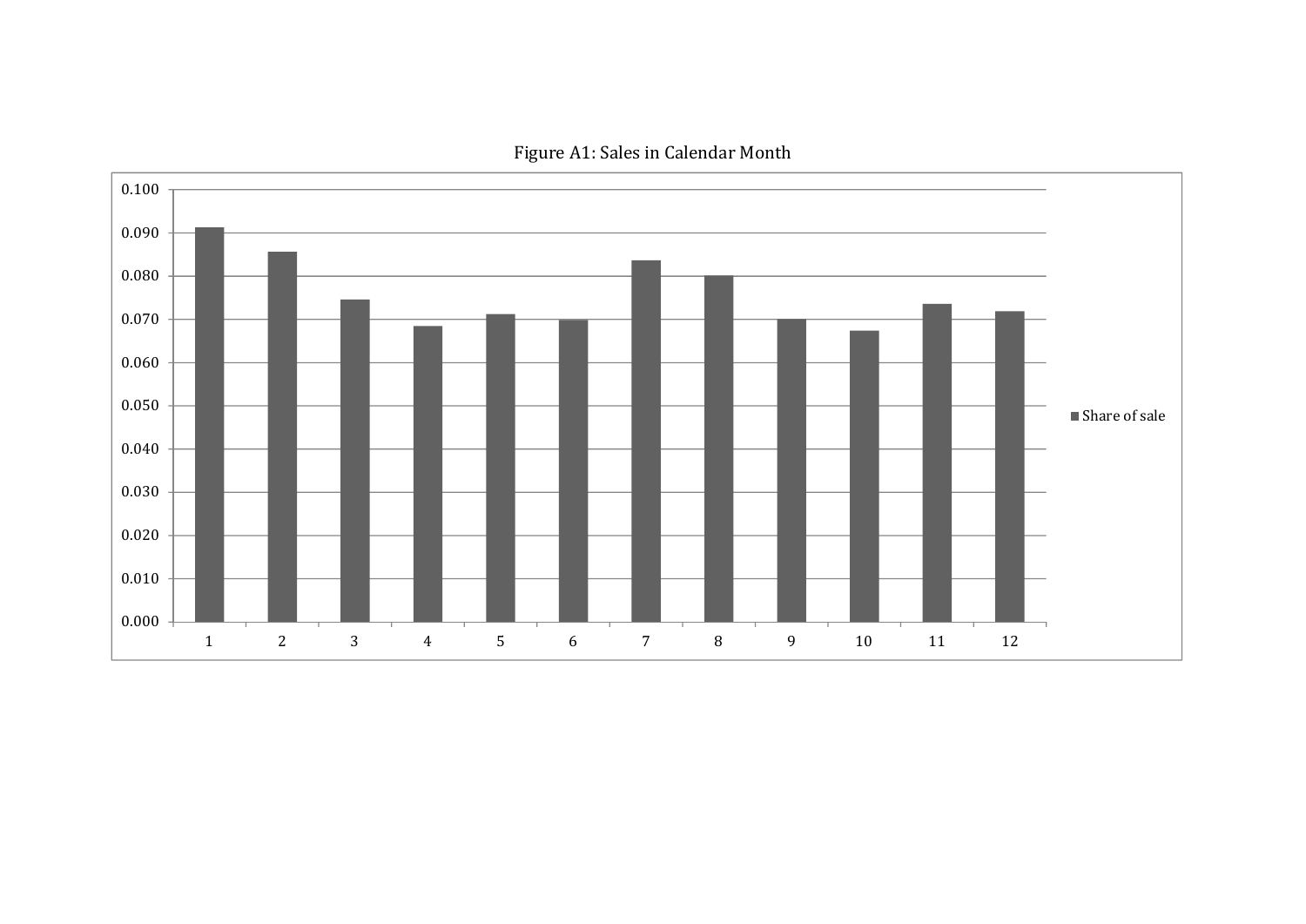Figure A1: Sales in Calendar Month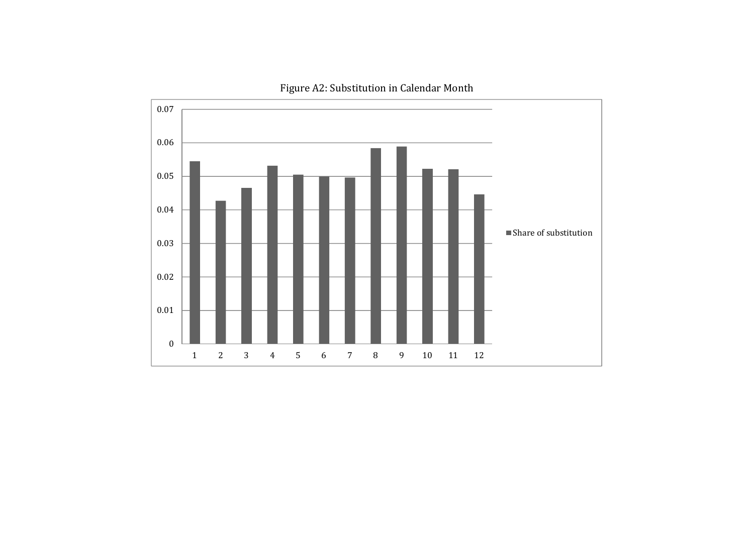Figure A2: Substitution in Calendar Month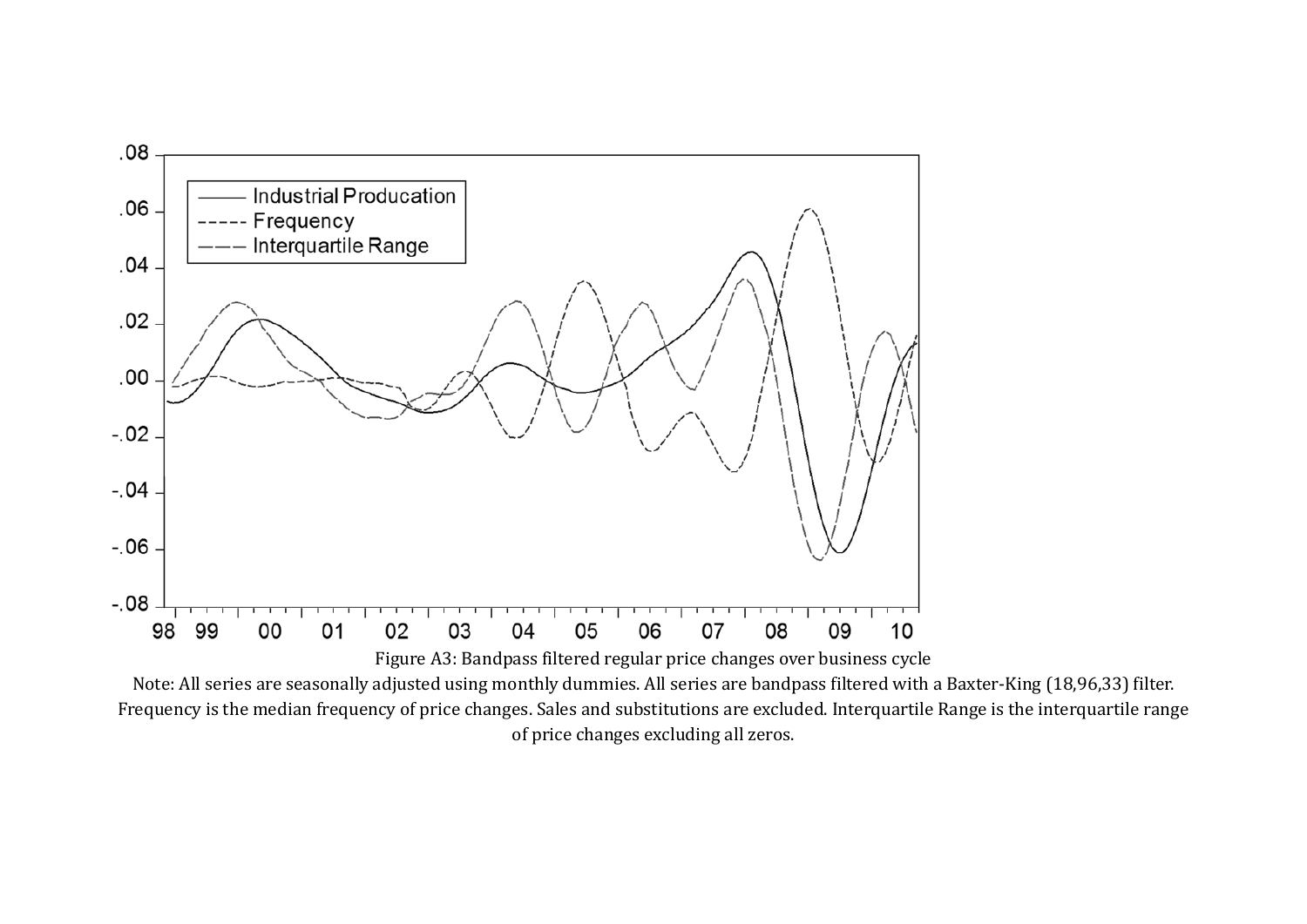Figure A3: Bandpass filtered regular price changes over business cycle

Note: All series are seasonally adjusted using monthly dummies. All series are bandpass filtered with a Baxter-King (18,96,33) filter. Frequency is the median frequency of price changes. Sales and substitutions are excluded. Interquartile Range is the interquartile range of price changes excluding all zeros.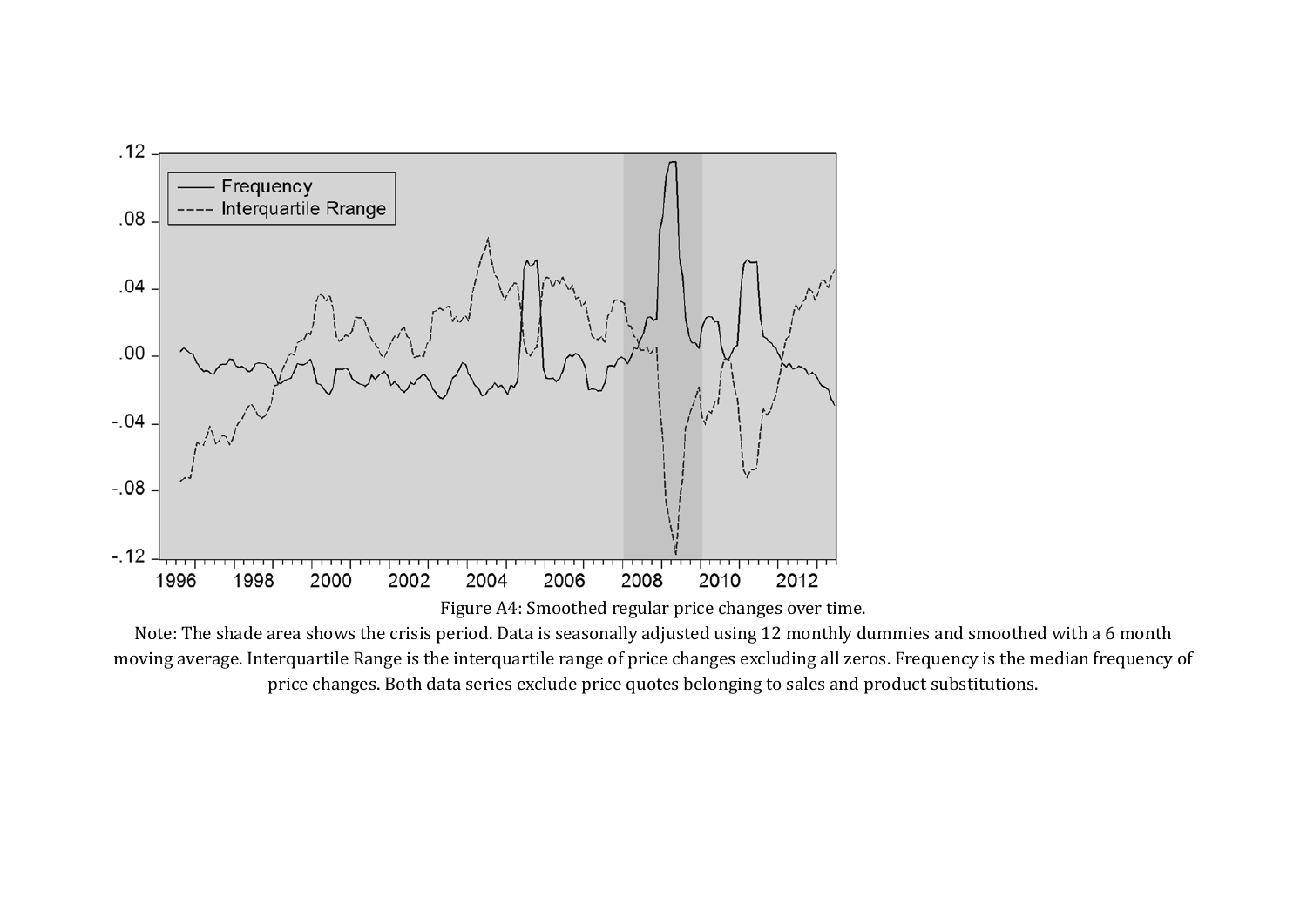Figure A4: Smoothed regular price changes over time.

Note: The shade area shows the crisis period. Data is seasonally adjusted using 12 monthly dummies and smoothed with a 6 month moving average. Interquartile Range is the interquartile range of price changes excluding all zeros. Frequency is the median frequency of price changes. Both data series exclude price quotes belonging to sales and product substitutions.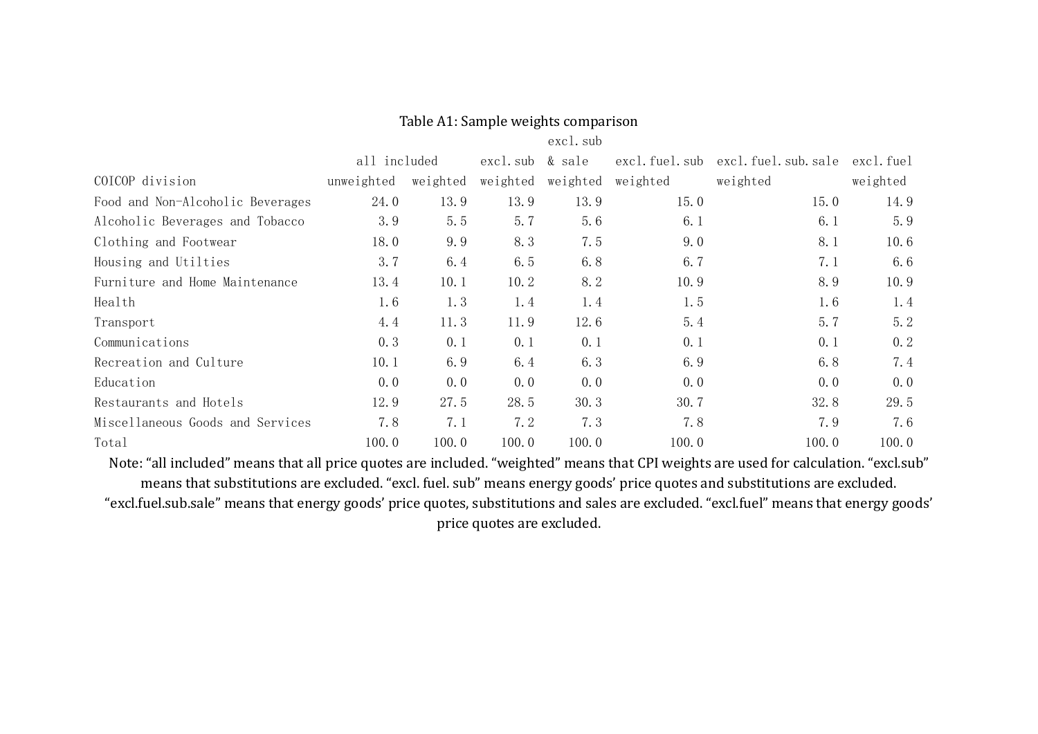Table A1: Sample weights comparison

| COICOP division | all included | | excl.sub | excl.sub & sale | excl.fuel.sub | excl.fuel.sub.sale | excl.fuel |
|---|---|---|---|---|---|---|---|
| | unweighted | weighted | weighted | weighted | weighted | weighted | weighted |
| Food and Non-Alcoholic Beverages | 24.0 | 13.9 | 13.9 | 13.9 | 15.0 | 15.0 | 14.9 |
| Alcoholic Beverages and Tobacco | 3.9 | 5.5 | 5.7 | 5.6 | 6.1 | 6.1 | 5.9 |
| Clothing and Footwear | 18.0 | 9.9 | 8.3 | 7.5 | 9.0 | 8.1 | 10.6 |
| Housing and Utilties | 3.7 | 6.4 | 6.5 | 6.8 | 6.7 | 7.1 | 6.6 |
| Furniture and Home Maintenance | 13.4 | 10.1 | 10.2 | 8.2 | 10.9 | 8.9 | 10.9 |
| Health | 1.6 | 1.3 | 1.4 | 1.4 | 1.5 | 1.6 | 1.4 |
| Transport | 4.4 | 11.3 | 11.9 | 12.6 | 5.4 | 5.7 | 5.2 |
| Communications | 0.3 | 0.1 | 0.1 | 0.1 | 0.1 | 0.1 | 0.2 |
| Recreation and Culture | 10.1 | 6.9 | 6.4 | 6.3 | 6.9 | 6.8 | 7.4 |
| Education | 0.0 | 0.0 | 0.0 | 0.0 | 0.0 | 0.0 | 0.0 |
| Restaurants and Hotels | 12.9 | 27.5 | 28.5 | 30.3 | 30.7 | 32.8 | 29.5 |
| Miscellaneous Goods and Services | 7.8 | 7.1 | 7.2 | 7.3 | 7.8 | 7.9 | 7.6 |
| Total | 100.0 | 100.0 | 100.0 | 100.0 | 100.0 | 100.0 | 100.0 |

Note: "all included" means that all price quotes are included. "weighted" means that CPI weights are used for calculation. "excl.sub" means that substitutions are excluded. "excl. fuel. sub" means energy goods' price quotes and substitutions are excluded. "excl.fuel.sub.sale" means that energy goods' price quotes, substitutions and sales are excluded. "excl.fuel" means that energy goods' price quotes are excluded.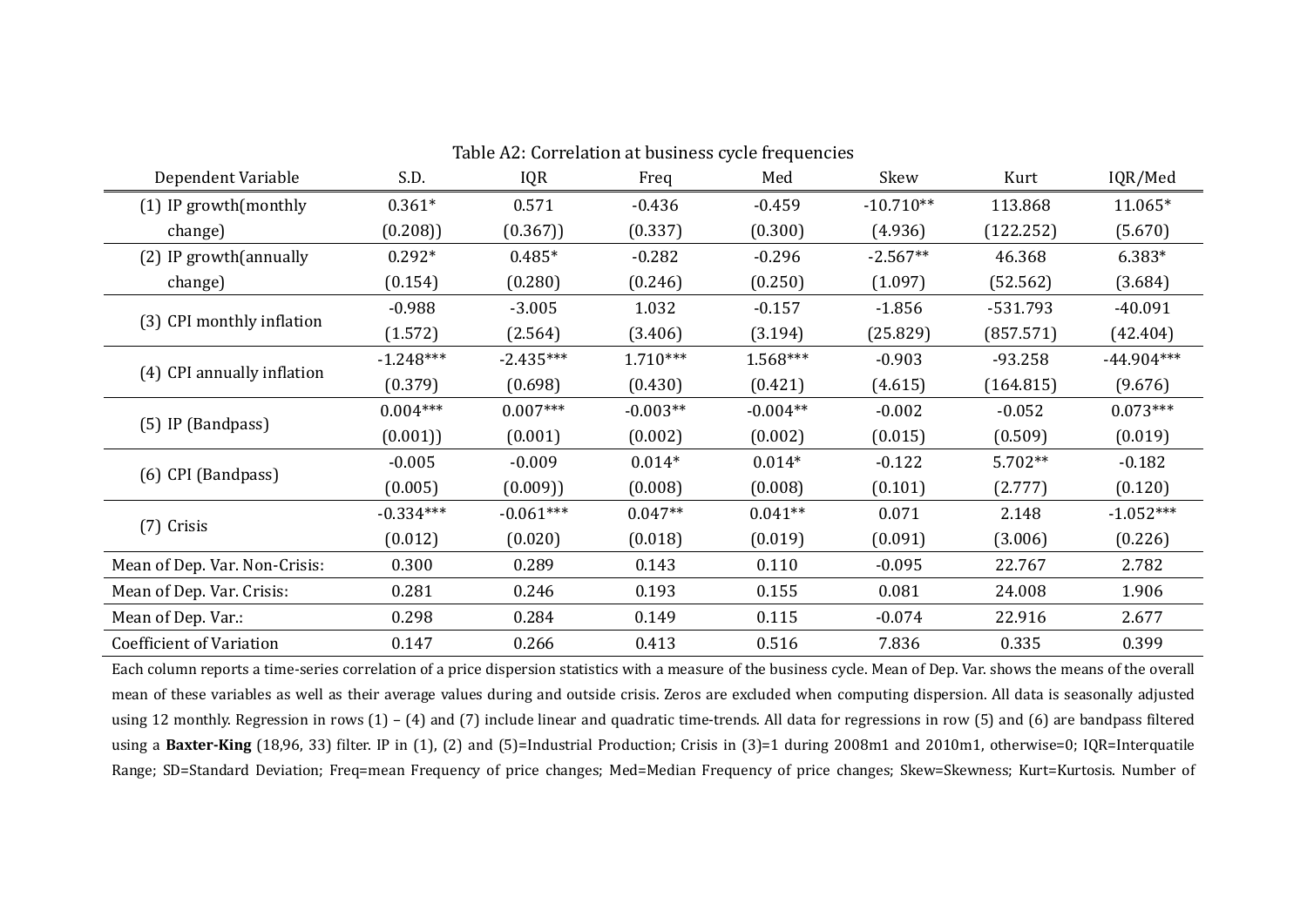Table A2: Correlation at business cycle frequencies

| Dependent Variable | S.D. | IQR | Freq | Med | Skew | Kurt | IQR/Med |
|---|---|---|---|---|---|---|---|
| (1) IP growth(monthly change) | 0.361* | 0.571 | -0.436 | -0.459 | -10.710** | 113.868 | 11.065* |
| | (0.208)) | (0.367)) | (0.337) | (0.300) | (4.936) | (122.252) | (5.670) |
| (2) IP growth(annually change) | 0.292* | 0.485* | -0.282 | -0.296 | -2.567** | 46.368 | 6.383* |
| | (0.154) | (0.280) | (0.246) | (0.250) | (1.097) | (52.562) | (3.684) |
| (3) CPI monthly inflation | -0.988 | -3.005 | 1.032 | -0.157 | -1.856 | -531.793 | -40.091 |
| | (1.572) | (2.564) | (3.406) | (3.194) | (25.829) | (857.571) | (42.404) |
| (4) CPI annually inflation | -1.248*** | -2.435*** | 1.710*** | 1.568*** | -0.903 | -93.258 | -44.904*** |
| | (0.379) | (0.698) | (0.430) | (0.421) | (4.615) | (164.815) | (9.676) |
| (5) IP (Bandpass) | 0.004*** | 0.007*** | -0.003** | -0.004** | -0.002 | -0.052 | 0.073*** |
| | (0.001)) | (0.001) | (0.002) | (0.002) | (0.015) | (0.509) | (0.019) |
| (6) CPI (Bandpass) | -0.005 | -0.009 | 0.014* | 0.014* | -0.122 | 5.702** | -0.182 |
| | (0.005) | (0.009)) | (0.008) | (0.008) | (0.101) | (2.777) | (0.120) |
| (7) Crisis | -0.334*** | -0.061*** | 0.047** | 0.041** | 0.071 | 2.148 | -1.052*** |
| | (0.012) | (0.020) | (0.018) | (0.019) | (0.091) | (3.006) | (0.226) |
| Mean of Dep. Var. Non-Crisis: | 0.300 | 0.289 | 0.143 | 0.110 | -0.095 | 22.767 | 2.782 |
| Mean of Dep. Var. Crisis: | 0.281 | 0.246 | 0.193 | 0.155 | 0.081 | 24.008 | 1.906 |
| Mean of Dep. Var.: | 0.298 | 0.284 | 0.149 | 0.115 | -0.074 | 22.916 | 2.677 |
| Coefficient of Variation | 0.147 | 0.266 | 0.413 | 0.516 | 7.836 | 0.335 | 0.399 |

Each column reports a time-series correlation of a price dispersion statistics with a measure of the business cycle. Mean of Dep. Var. shows the means of the overall mean of these variables as well as their average values during and outside crisis. Zeros are excluded when computing dispersion. All data is seasonally adjusted using 12 monthly. Regression in rows (1) – (4) and (7) include linear and quadratic time-trends. All data for regressions in row (5) and (6) are bandpass filtered using a **Baxter-King** (18,96, 33) filter. IP in (1), (2) and (5)=Industrial Production; Crisis in (3)=1 during 2008m1 and 2010m1, otherwise=0; IQR=Interquatile Range; SD=Standard Deviation; Freq=mean Frequency of price changes; Med=Median Frequency of price changes; Skew=Skewness; Kurt=Kurtosis. Number of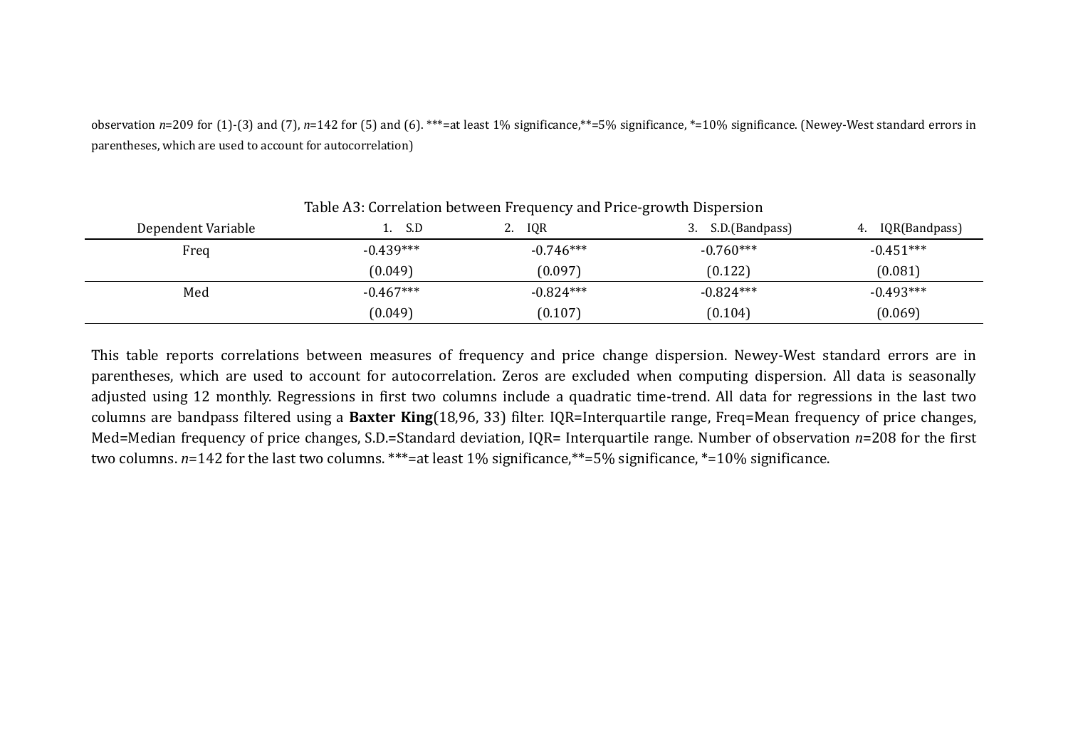observation $n$=209 for (1)-(3) and (7), $n$=142 for (5) and (6). ***=at least 1% significance,**=5% significance, *=10% significance. (Newey-West standard errors in parentheses, which are used to account for autocorrelation)

Table A3: Correlation between Frequency and Price-growth Dispersion

| Dependent Variable | 1. S.D | 2. IQR | 3. S.D.(Bandpass) | 4. IQR(Bandpass) |
|---|---|---|---|---|
| Freq | -0.439*** | -0.746*** | -0.760*** | -0.451*** |
| | (0.049) | (0.097) | (0.122) | (0.081) |
| Med | -0.467*** | -0.824*** | -0.824*** | -0.493*** |
| | (0.049) | (0.107) | (0.104) | (0.069) |

This table reports correlations between measures of frequency and price change dispersion. Newey-West standard errors are in parentheses, which are used to account for autocorrelation. Zeros are excluded when computing dispersion. All data is seasonally adjusted using 12 monthly. Regressions in first two columns include a quadratic time-trend. All data for regressions in the last two columns are bandpass filtered using a **Baxter King**(18,96, 33) filter. IQR=Interquartile range, Freq=Mean frequency of price changes, Med=Median frequency of price changes, S.D.=Standard deviation, IQR= Interquartile range. Number of observation $n$=208 for the first two columns. $n$=142 for the last two columns. ***=at least 1% significance,**=5% significance, *=10% significance.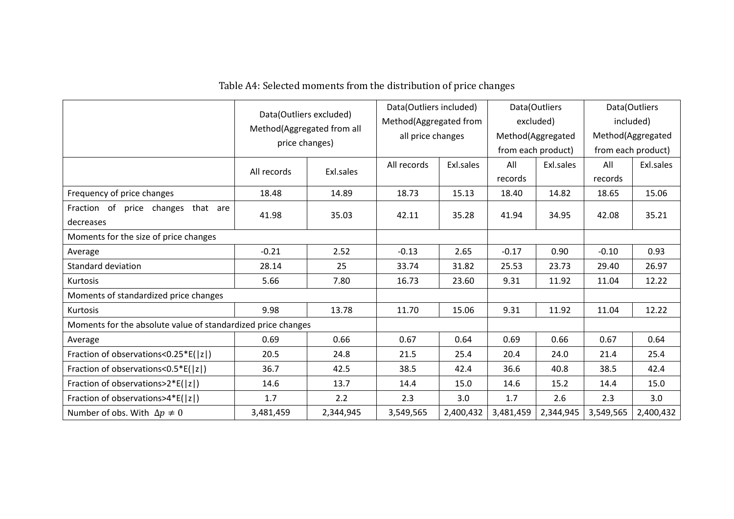Table A4: Selected moments from the distribution of price changes

| | Data(Outliers excluded) Method(Aggregated from all price changes) | | Data(Outliers included) Method(Aggregated from all price changes | | Data(Outliers excluded) Method(Aggregated from each product) | | Data(Outliers included) Method(Aggregated from each product) | |
|---|---|---|---|---|---|---|---|---|
| | All records | Exl.sales | All records | Exl.sales | All records | Exl.sales | All records | Exl.sales |
| Frequency of price changes | 18.48 | 14.89 | 18.73 | 15.13 | 18.40 | 14.82 | 18.65 | 15.06 |
| Fraction of price changes that are decreases | 41.98 | 35.03 | 42.11 | 35.28 | 41.94 | 34.95 | 42.08 | 35.21 |
| Moments for the size of price changes | | | | | | | | |
| Average | -0.21 | 2.52 | -0.13 | 2.65 | -0.17 | 0.90 | -0.10 | 0.93 |
| Standard deviation | 28.14 | 25 | 33.74 | 31.82 | 25.53 | 23.73 | 29.40 | 26.97 |
| Kurtosis | 5.66 | 7.80 | 16.73 | 23.60 | 9.31 | 11.92 | 11.04 | 12.22 |
| Moments of standardized price changes | | | | | | | | |
| Kurtosis | 9.98 | 13.78 | 11.70 | 15.06 | 9.31 | 11.92 | 11.04 | 12.22 |
| Moments for the absolute value of standardized price changes | | | | | | | | |
| Average | 0.69 | 0.66 | 0.67 | 0.64 | 0.69 | 0.66 | 0.67 | 0.64 |
| Fraction of observations<0.25*E(\|z\|) | 20.5 | 24.8 | 21.5 | 25.4 | 20.4 | 24.0 | 21.4 | 25.4 |
| Fraction of observations<0.5*E(\|z\|) | 36.7 | 42.5 | 38.5 | 42.4 | 36.6 | 40.8 | 38.5 | 42.4 |
| Fraction of observations>2*E(\|z\|) | 14.6 | 13.7 | 14.4 | 15.0 | 14.6 | 15.2 | 14.4 | 15.0 |
| Fraction of observations>4*E(\|z\|) | 1.7 | 2.2 | 2.3 | 3.0 | 1.7 | 2.6 | 2.3 | 3.0 |
| Number of obs. With $\Delta p \neq 0$ | 3,481,459 | 2,344,945 | 3,549,565 | 2,400,432 | 3,481,459 | 2,344,945 | 3,549,565 | 2,400,432 |